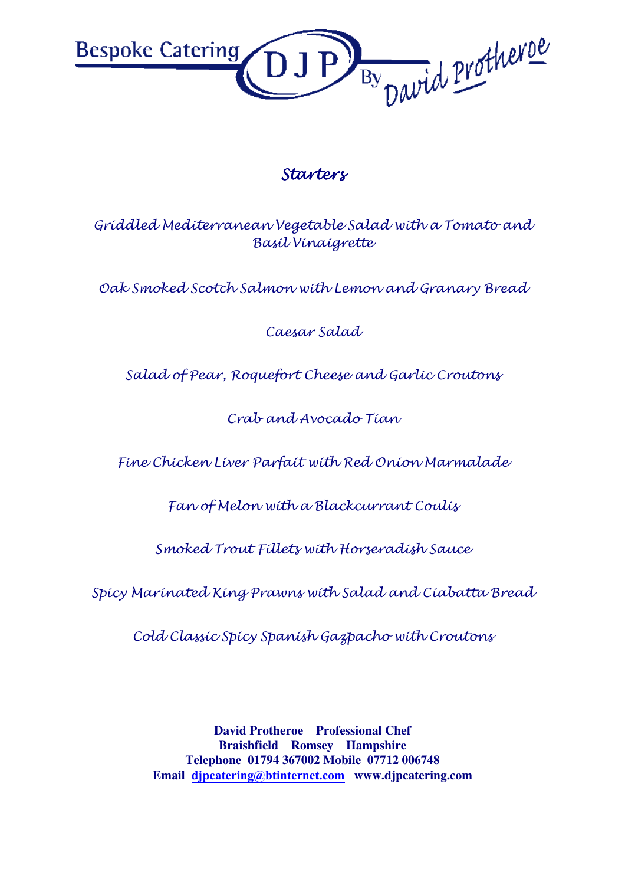Bespoke Catering DJP By David Protheroe

# Starters

Griddled Mediterranean Vegetable Salad with a Tomato and Basil Vinaigrette

Oak Smoked Scotch Salmon with Lemon and Granary Bread

Caesar Salad

Salad of Pear, Roquefort Cheese and Garlic Croutons

Crab and Avocado Tian

Fine Chicken Liver Parfait with Red Onion Marmalade

Fan of Melon with a Blackcurrant Coulis

Smoked Trout Fillets with Horseradish Sauce

Spicy Marinated King Prawns with Salad and Ciabatta Bread

Cold Classic Spicy Spanish Gazpacho with Croutons

**David Protheroe Professional Chef**
**Braishfield Romsey Hampshire**
**Telephone 01794 367002 Mobile 07712 006748**
**Email djpcatering@btinternet.com www.djpcatering.com**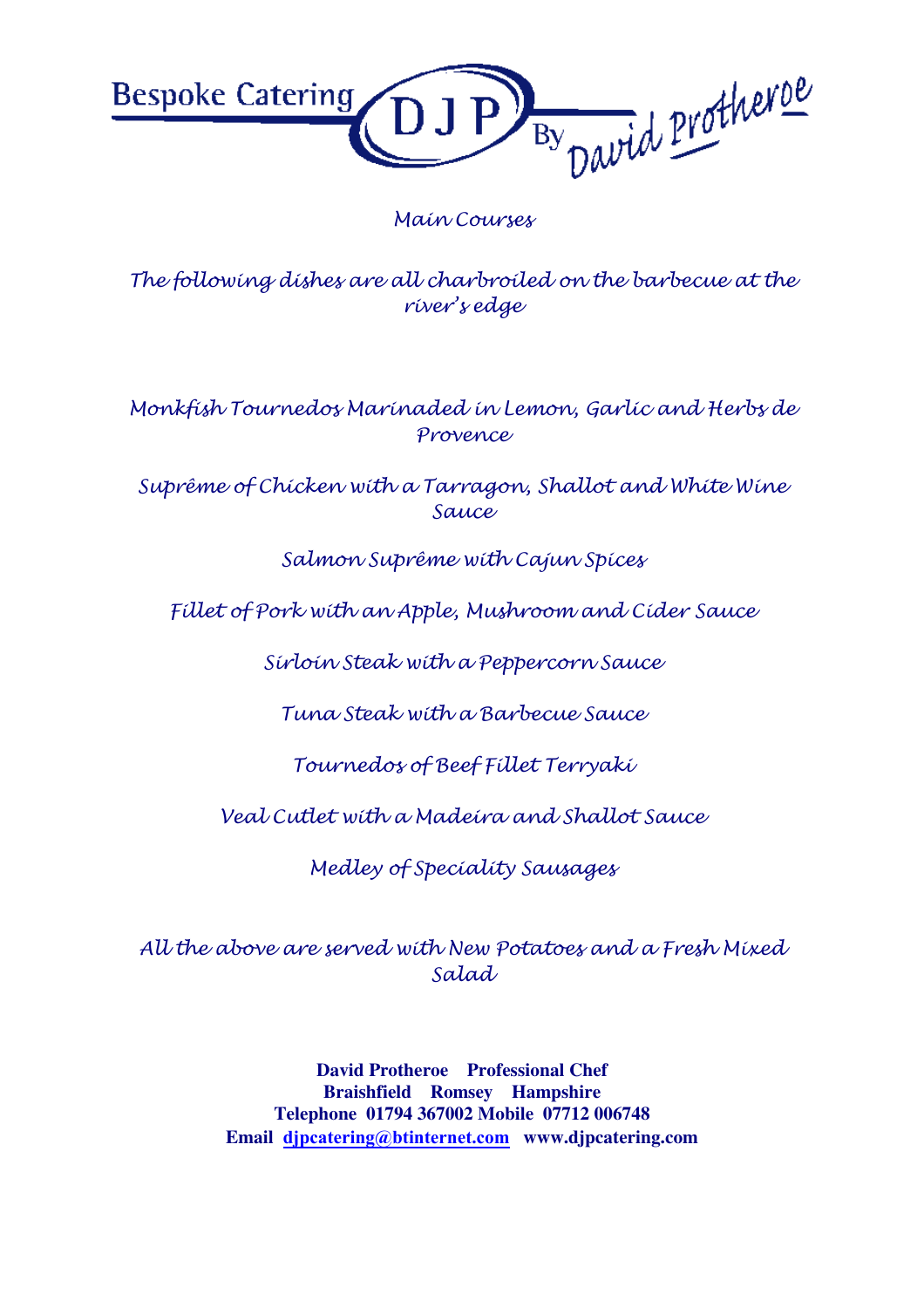Bespoke Catering DJP By David Protheroe

## Main Courses

*The following dishes are all charbroiled on the barbecue at the river's edge*

*Monkfish Tournedos Marinaded in Lemon, Garlic and Herbs de Provence*

*Suprême of Chicken with a Tarragon, Shallot and White Wine Sauce*

*Salmon Suprême with Cajun Spices*

*Fillet of Pork with an Apple, Mushroom and Cider Sauce*

*Sirloin Steak with a Peppercorn Sauce*

*Tuna Steak with a Barbecue Sauce*

*Tournedos of Beef Fillet Terryaki*

*Veal Cutlet with a Madeira and Shallot Sauce*

*Medley of Speciality Sausages*

*All the above are served with New Potatoes and a Fresh Mixed Salad*

**David Protheroe Professional Chef**
**Braishfield Romsey Hampshire**
**Telephone 01794 367002 Mobile 07712 006748**
**Email djpcatering@btinternet.com www.djpcatering.com**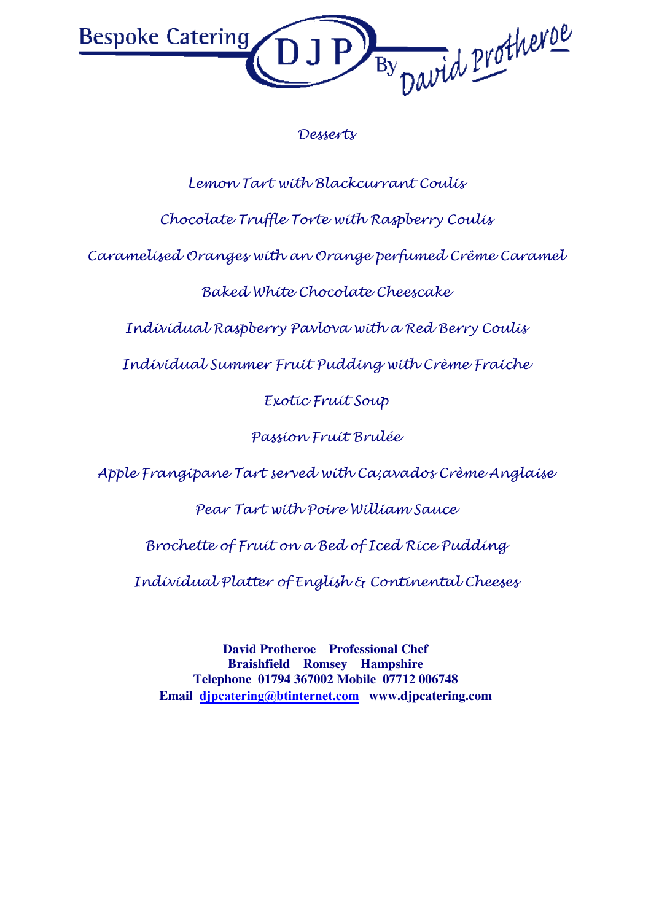Bespoke Catering DJP By David Protheroe

## Desserts

*Lemon Tart with Blackcurrant Coulis*

*Chocolate Truffle Torte with Raspberry Coulis*

*Caramelised Oranges with an Orange perfumed Crême Caramel*

*Baked White Chocolate Cheescake*

*Individual Raspberry Pavlova with a Red Berry Coulis*

*Individual Summer Fruit Pudding with Crème Fraiche*

*Exotic Fruit Soup*

*Passion Fruit Brulée*

*Apple Frangipane Tart served with Ca;avados Crème Anglaise*

*Pear Tart with Poire William Sauce*

*Brochette of Fruit on a Bed of Iced Rice Pudding*

*Individual Platter of English & Continental Cheeses*

**David Protheroe Professional Chef**
**Braishfield Romsey Hampshire**
**Telephone 01794 367002 Mobile 07712 006748**
**Email djpcatering@btinternet.com www.djpcatering.com**